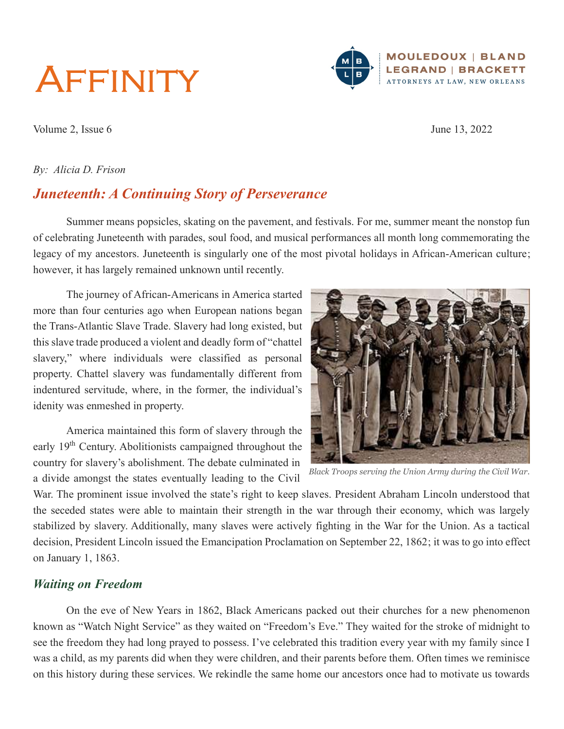# Affinity

MOULEDOUX | BLAND
LEGRAND | BRACKETT
ATTORNEYS AT LAW, NEW ORLEANS

Volume 2, Issue 6 June 13, 2022

*By: Alicia D. Frison*

## *Juneteenth: A Continuing Story of Perseverance*

Summer means popsicles, skating on the pavement, and festivals. For me, summer meant the nonstop fun of celebrating Juneteenth with parades, soul food, and musical performances all month long commemorating the legacy of my ancestors. Juneteenth is singularly one of the most pivotal holidays in African-American culture; however, it has largely remained unknown until recently.

The journey of African-Americans in America started more than four centuries ago when European nations began the Trans-Atlantic Slave Trade. Slavery had long existed, but this slave trade produced a violent and deadly form of "chattel slavery," where individuals were classified as personal property. Chattel slavery was fundamentally different from indentured servitude, where, in the former, the individual's idenity was enmeshed in property.

*Black Troops serving the Union Army during the Civil War.*

America maintained this form of slavery through the early 19th Century. Abolitionists campaigned throughout the country for slavery's abolishment. The debate culminated in a divide amongst the states eventually leading to the Civil War. The prominent issue involved the state's right to keep slaves. President Abraham Lincoln understood that the seceded states were able to maintain their strength in the war through their economy, which was largely stabilized by slavery. Additionally, many slaves were actively fighting in the War for the Union. As a tactical decision, President Lincoln issued the Emancipation Proclamation on September 22, 1862; it was to go into effect on January 1, 1863.

### *Waiting on Freedom*

On the eve of New Years in 1862, Black Americans packed out their churches for a new phenomenon known as "Watch Night Service" as they waited on "Freedom's Eve." They waited for the stroke of midnight to see the freedom they had long prayed to possess. I've celebrated this tradition every year with my family since I was a child, as my parents did when they were children, and their parents before them. Often times we reminisce on this history during these services. We rekindle the same home our ancestors once had to motivate us towards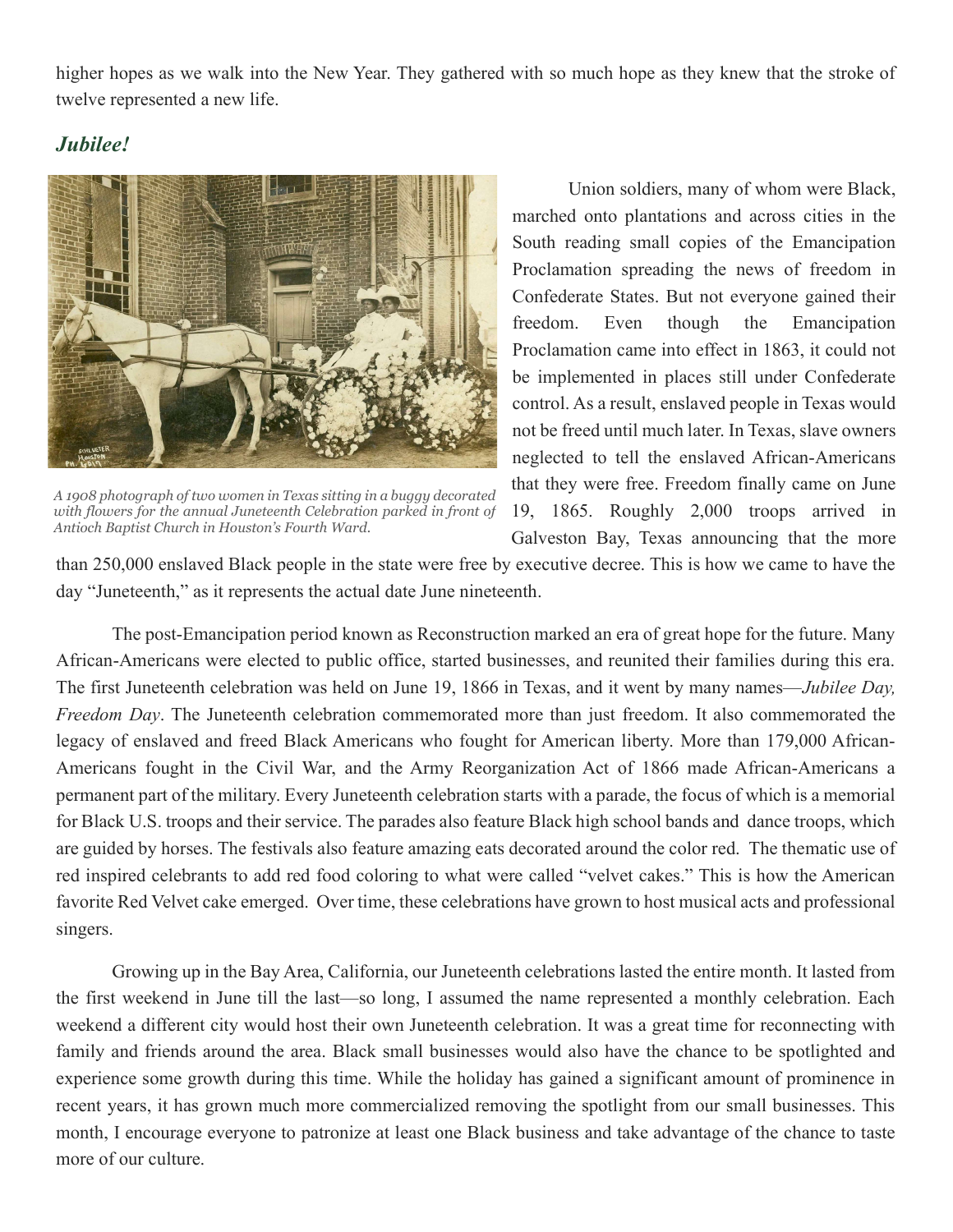higher hopes as we walk into the New Year. They gathered with so much hope as they knew that the stroke of twelve represented a new life.

### *Jubilee!*

*A 1908 photograph of two women in Texas sitting in a buggy decorated with flowers for the annual Juneteenth Celebration parked in front of Antioch Baptist Church in Houston's Fourth Ward.*

Union soldiers, many of whom were Black, marched onto plantations and across cities in the South reading small copies of the Emancipation Proclamation spreading the news of freedom in Confederate States. But not everyone gained their freedom. Even though the Emancipation Proclamation came into effect in 1863, it could not be implemented in places still under Confederate control. As a result, enslaved people in Texas would not be freed until much later. In Texas, slave owners neglected to tell the enslaved African-Americans that they were free. Freedom finally came on June 19, 1865. Roughly 2,000 troops arrived in Galveston Bay, Texas announcing that the more than 250,000 enslaved Black people in the state were free by executive decree. This is how we came to have the day "Juneteenth," as it represents the actual date June nineteenth.

The post-Emancipation period known as Reconstruction marked an era of great hope for the future. Many African-Americans were elected to public office, started businesses, and reunited their families during this era. The first Juneteenth celebration was held on June 19, 1866 in Texas, and it went by many names—*Jubilee Day, Freedom Day*. The Juneteenth celebration commemorated more than just freedom. It also commemorated the legacy of enslaved and freed Black Americans who fought for American liberty. More than 179,000 African-Americans fought in the Civil War, and the Army Reorganization Act of 1866 made African-Americans a permanent part of the military. Every Juneteenth celebration starts with a parade, the focus of which is a memorial for Black U.S. troops and their service. The parades also feature Black high school bands and dance troops, which are guided by horses. The festivals also feature amazing eats decorated around the color red. The thematic use of red inspired celebrants to add red food coloring to what were called "velvet cakes." This is how the American favorite Red Velvet cake emerged. Over time, these celebrations have grown to host musical acts and professional singers.

Growing up in the Bay Area, California, our Juneteenth celebrations lasted the entire month. It lasted from the first weekend in June till the last—so long, I assumed the name represented a monthly celebration. Each weekend a different city would host their own Juneteenth celebration. It was a great time for reconnecting with family and friends around the area. Black small businesses would also have the chance to be spotlighted and experience some growth during this time. While the holiday has gained a significant amount of prominence in recent years, it has grown much more commercialized removing the spotlight from our small businesses. This month, I encourage everyone to patronize at least one Black business and take advantage of the chance to taste more of our culture.